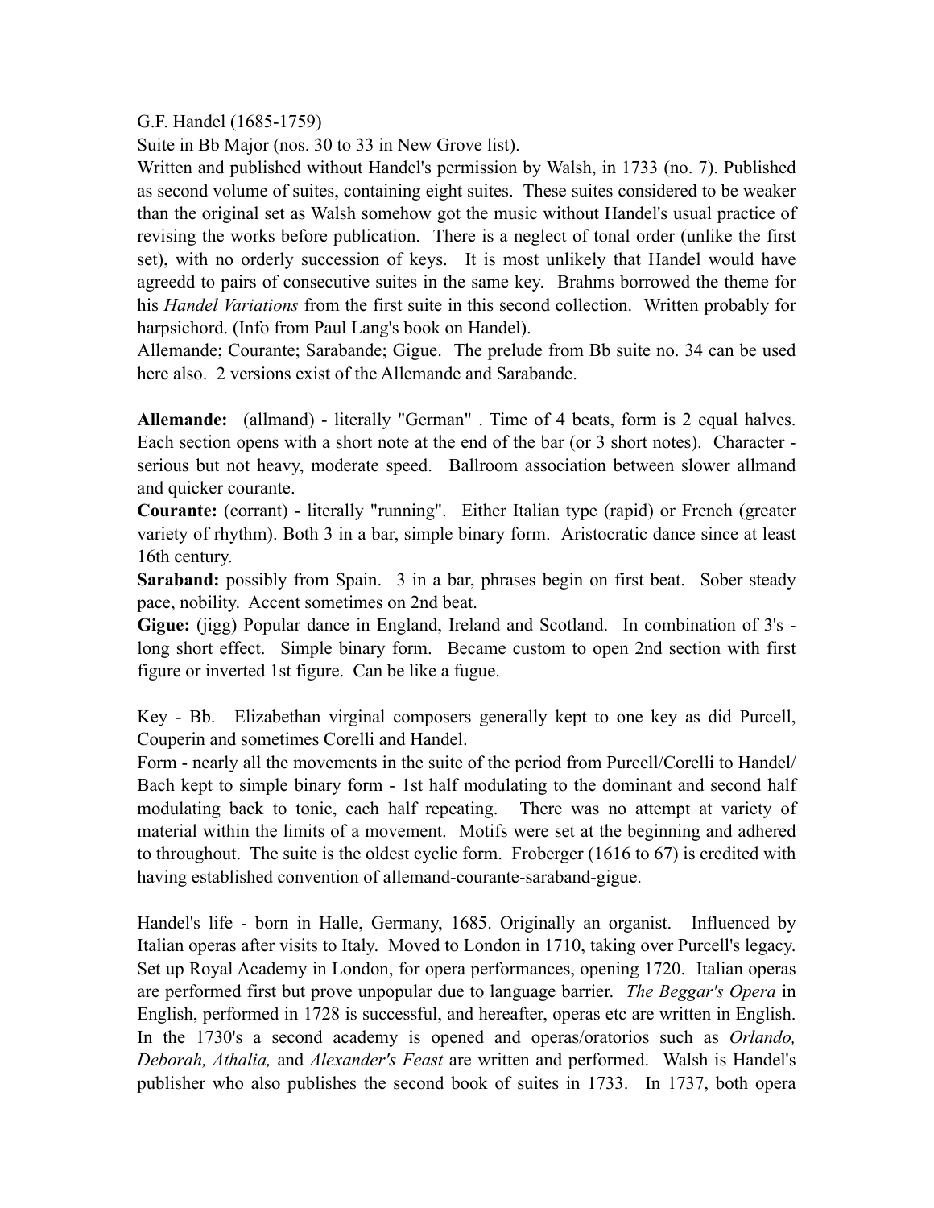G.F. Handel (1685-1759)

Suite in Bb Major (nos. 30 to 33 in New Grove list).

Written and published without Handel's permission by Walsh, in 1733 (no. 7). Published as second volume of suites, containing eight suites. These suites considered to be weaker than the original set as Walsh somehow got the music without Handel's usual practice of revising the works before publication. There is a neglect of tonal order (unlike the first set), with no orderly succession of keys. It is most unlikely that Handel would have agreedd to pairs of consecutive suites in the same key. Brahms borrowed the theme for his *Handel Variations* from the first suite in this second collection. Written probably for harpsichord. (Info from Paul Lang's book on Handel).

Allemande; Courante; Sarabande; Gigue. The prelude from Bb suite no. 34 can be used here also. 2 versions exist of the Allemande and Sarabande.

**Allemande:** (allmand) - literally "German" . Time of 4 beats, form is 2 equal halves. Each section opens with a short note at the end of the bar (or 3 short notes). Character - serious but not heavy, moderate speed. Ballroom association between slower allmand and quicker courante.

**Courante:** (corrant) - literally "running". Either Italian type (rapid) or French (greater variety of rhythm). Both 3 in a bar, simple binary form. Aristocratic dance since at least 16th century.

**Saraband:** possibly from Spain. 3 in a bar, phrases begin on first beat. Sober steady pace, nobility. Accent sometimes on 2nd beat.

**Gigue:** (jigg) Popular dance in England, Ireland and Scotland. In combination of 3's - long short effect. Simple binary form. Became custom to open 2nd section with first figure or inverted 1st figure. Can be like a fugue.

Key - Bb. Elizabethan virginal composers generally kept to one key as did Purcell, Couperin and sometimes Corelli and Handel.

Form - nearly all the movements in the suite of the period from Purcell/Corelli to Handel/Bach kept to simple binary form - 1st half modulating to the dominant and second half modulating back to tonic, each half repeating. There was no attempt at variety of material within the limits of a movement. Motifs were set at the beginning and adhered to throughout. The suite is the oldest cyclic form. Froberger (1616 to 67) is credited with having established convention of allemand-courante-saraband-gigue.

Handel's life - born in Halle, Germany, 1685. Originally an organist. Influenced by Italian operas after visits to Italy. Moved to London in 1710, taking over Purcell's legacy. Set up Royal Academy in London, for opera performances, opening 1720. Italian operas are performed first but prove unpopular due to language barrier. *The Beggar's Opera* in English, performed in 1728 is successful, and hereafter, operas etc are written in English. In the 1730's a second academy is opened and operas/oratorios such as *Orlando, Deborah, Athalia,* and *Alexander's Feast* are written and performed. Walsh is Handel's publisher who also publishes the second book of suites in 1733. In 1737, both opera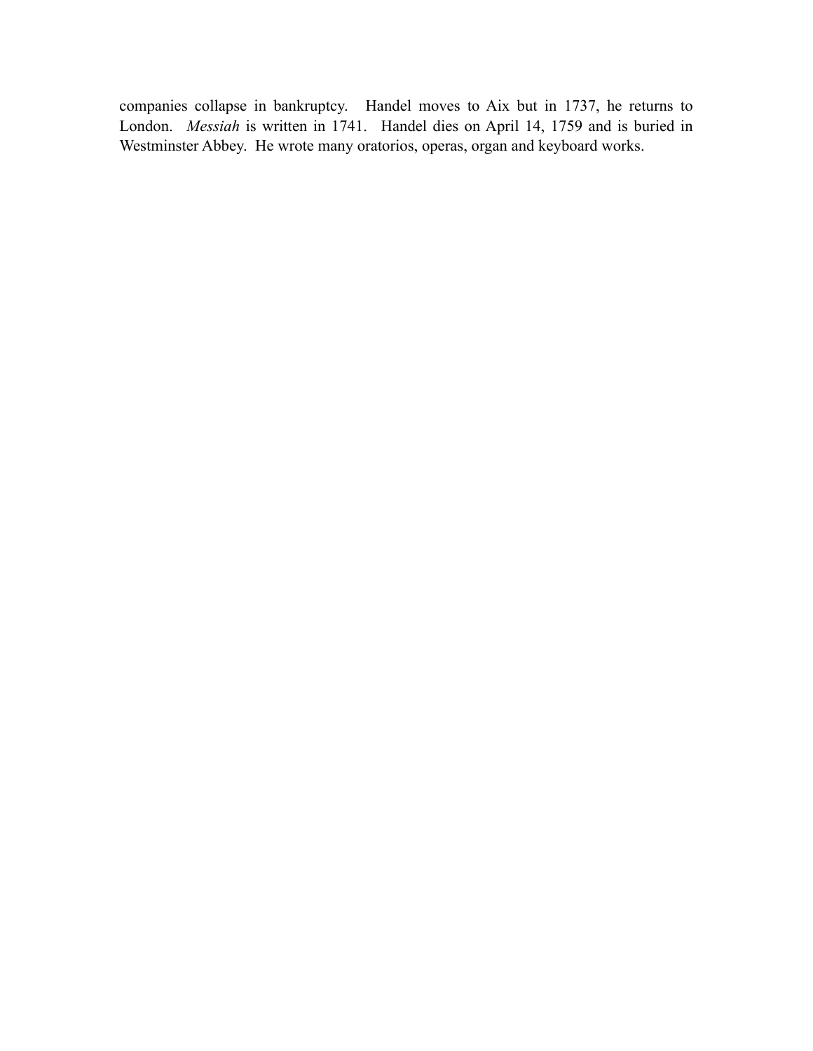companies collapse in bankruptcy. Handel moves to Aix but in 1737, he returns to London. *Messiah* is written in 1741. Handel dies on April 14, 1759 and is buried in Westminster Abbey. He wrote many oratorios, operas, organ and keyboard works.